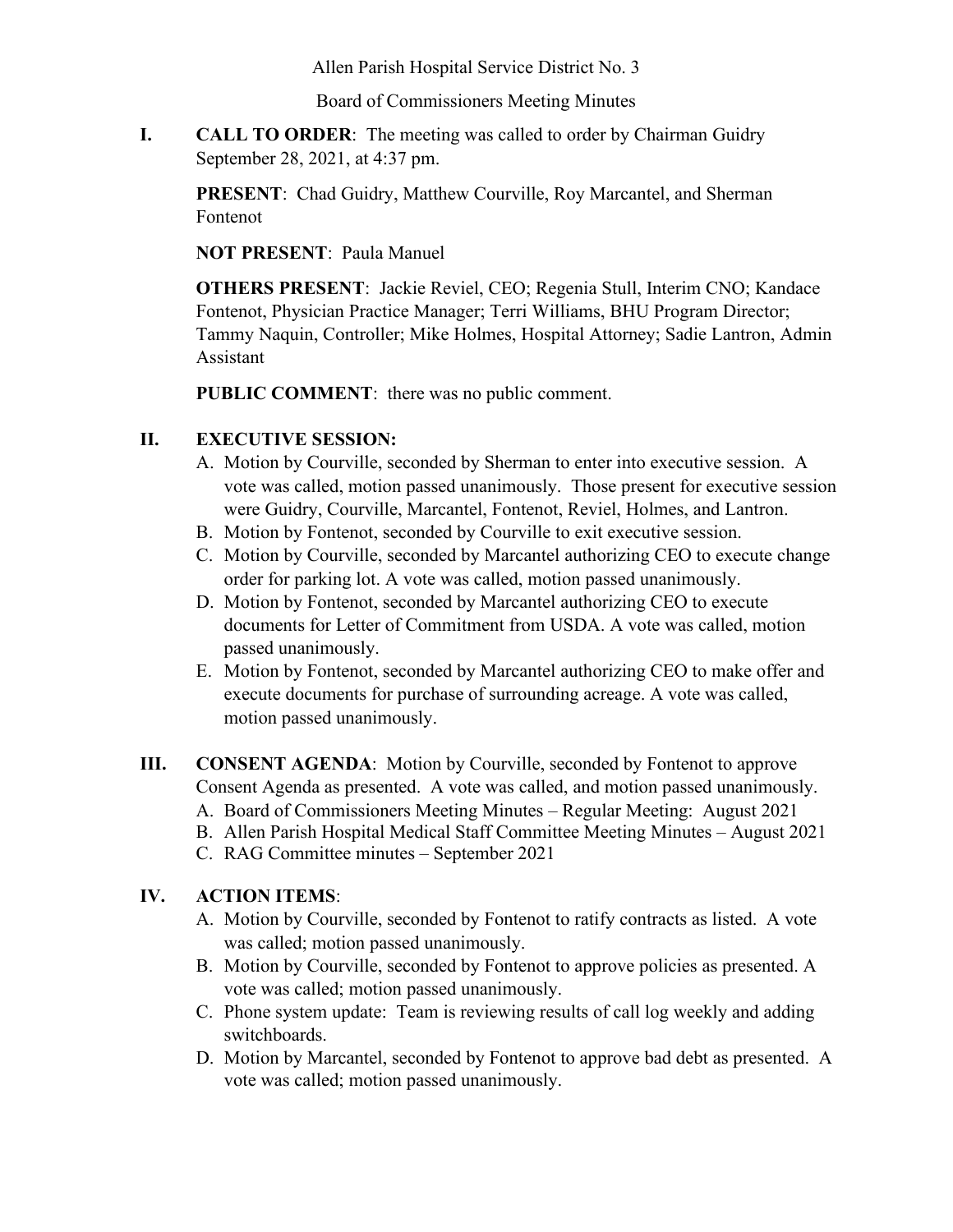Allen Parish Hospital Service District No. 3

Board of Commissioners Meeting Minutes

**I. CALL TO ORDER**: The meeting was called to order by Chairman Guidry September 28, 2021, at 4:37 pm.

**PRESENT**: Chad Guidry, Matthew Courville, Roy Marcantel, and Sherman Fontenot

**NOT PRESENT**: Paula Manuel

**OTHERS PRESENT**: Jackie Reviel, CEO; Regenia Stull, Interim CNO; Kandace Fontenot, Physician Practice Manager; Terri Williams, BHU Program Director; Tammy Naquin, Controller; Mike Holmes, Hospital Attorney; Sadie Lantron, Admin Assistant

**PUBLIC COMMENT**: there was no public comment.

**II. EXECUTIVE SESSION:**

A. Motion by Courville, seconded by Sherman to enter into executive session. A vote was called, motion passed unanimously. Those present for executive session were Guidry, Courville, Marcantel, Fontenot, Reviel, Holmes, and Lantron.

B. Motion by Fontenot, seconded by Courville to exit executive session.

C. Motion by Courville, seconded by Marcantel authorizing CEO to execute change order for parking lot. A vote was called, motion passed unanimously.

D. Motion by Fontenot, seconded by Marcantel authorizing CEO to execute documents for Letter of Commitment from USDA. A vote was called, motion passed unanimously.

E. Motion by Fontenot, seconded by Marcantel authorizing CEO to make offer and execute documents for purchase of surrounding acreage. A vote was called, motion passed unanimously.

**III. CONSENT AGENDA**: Motion by Courville, seconded by Fontenot to approve Consent Agenda as presented. A vote was called, and motion passed unanimously.

A. Board of Commissioners Meeting Minutes – Regular Meeting: August 2021

B. Allen Parish Hospital Medical Staff Committee Meeting Minutes – August 2021

C. RAG Committee minutes – September 2021

**IV. ACTION ITEMS**:

A. Motion by Courville, seconded by Fontenot to ratify contracts as listed. A vote was called; motion passed unanimously.

B. Motion by Courville, seconded by Fontenot to approve policies as presented. A vote was called; motion passed unanimously.

C. Phone system update: Team is reviewing results of call log weekly and adding switchboards.

D. Motion by Marcantel, seconded by Fontenot to approve bad debt as presented. A vote was called; motion passed unanimously.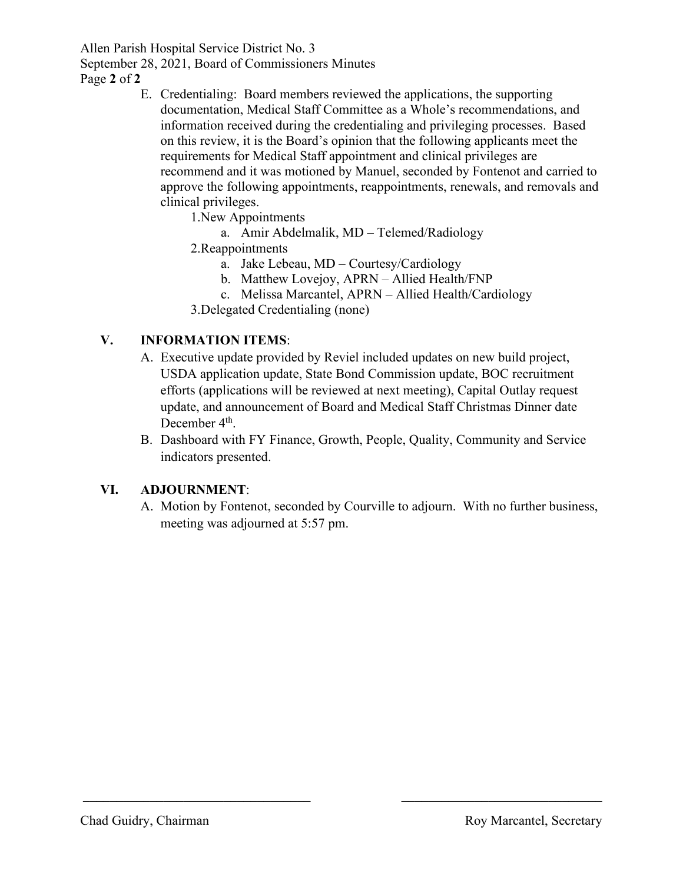E. Credentialing: Board members reviewed the applications, the supporting documentation, Medical Staff Committee as a Whole's recommendations, and information received during the credentialing and privileging processes. Based on this review, it is the Board's opinion that the following applicants meet the requirements for Medical Staff appointment and clinical privileges are recommend and it was motioned by Manuel, seconded by Fontenot and carried to approve the following appointments, reappointments, renewals, and removals and clinical privileges.

1. New Appointments
    a. Amir Abdelmalik, MD – Telemed/Radiology
2. Reappointments
    a. Jake Lebeau, MD – Courtesy/Cardiology
    b. Matthew Lovejoy, APRN – Allied Health/FNP
    c. Melissa Marcantel, APRN – Allied Health/Cardiology
3. Delegated Credentialing (none)

## V. INFORMATION ITEMS:

A. Executive update provided by Reviel included updates on new build project, USDA application update, State Bond Commission update, BOC recruitment efforts (applications will be reviewed at next meeting), Capital Outlay request update, and announcement of Board and Medical Staff Christmas Dinner date December 4th.

B. Dashboard with FY Finance, Growth, People, Quality, Community and Service indicators presented.

## VI. ADJOURNMENT:

A. Motion by Fontenot, seconded by Courville to adjourn. With no further business, meeting was adjourned at 5:57 pm.

\_\_\_\_\_\_\_\_\_\_\_\_\_\_\_\_\_\_\_\_\_\_\_\_\_\_\_\_\_\_\_\_\_\_\_\_
Chad Guidry, Chairman

\_\_\_\_\_\_\_\_\_\_\_\_\_\_\_\_\_\_\_\_\_\_\_\_\_\_\_\_\_\_\_\_\_\_\_\_
Roy Marcantel, Secretary